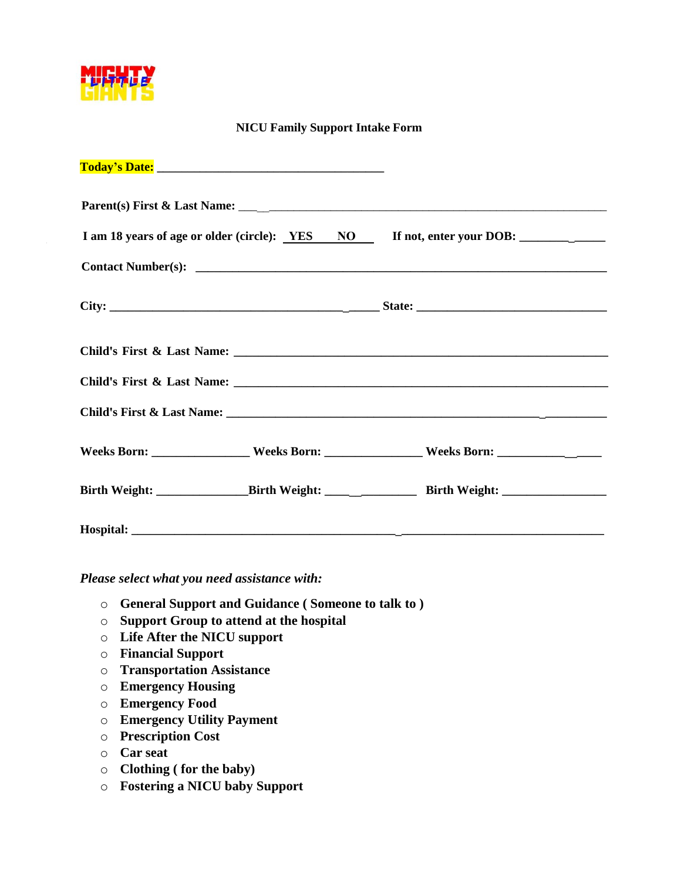MIGHTY LITTLE GIANTS

**NICU Family Support Intake Form**

**Today's Date:** ___________________________________

**Parent(s) First & Last Name:** ___________________________________________________________

**I am 18 years of age or older (circle):** YES NO **If not, enter your DOB:** ______________

**Contact Number(s):** ___________________________________________________________

**City:** ___________________________________________ **State:** ______________________________

**Child's First & Last Name:** ___________________________________________________________

**Child's First & Last Name:** ___________________________________________________________

**Child's First & Last Name:** ___________________________________________________________

**Weeks Born:** _______________ **Weeks Born:** _______________ **Weeks Born:** _______________

**Birth Weight:** ______________ **Birth Weight:** ______________ **Birth Weight:** ________________

**Hospital:** ___________________________________________________________________________

*Please select what you need assistance with:*

- **General Support and Guidance ( Someone to talk to )**
- **Support Group to attend at the hospital**
- **Life After the NICU support**
- **Financial Support**
- **Transportation Assistance**
- **Emergency Housing**
- **Emergency Food**
- **Emergency Utility Payment**
- **Prescription Cost**
- **Car seat**
- **Clothing ( for the baby)**
- **Fostering a NICU baby Support**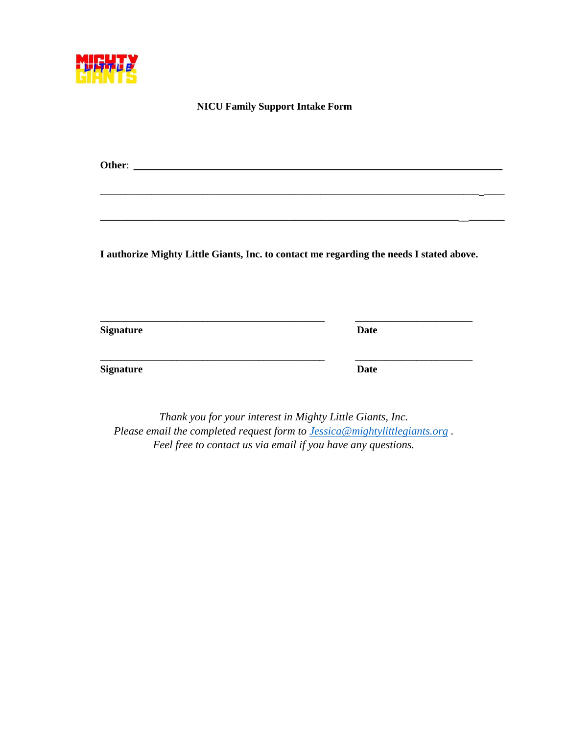**NICU Family Support Intake Form**

**Other**: ___________________________________________________________________

______________________________________________________________________________

______________________________________________________________________________

**I authorize Mighty Little Giants, Inc. to contact me regarding the needs I stated above.**

_______________________________________ ____________________

**Signature** **Date**

_______________________________________ ____________________

**Signature** **Date**

*Thank you for your interest in Mighty Little Giants, Inc.*
*Please email the completed request form to [Jessica@mightylittlegiants.org](mailto:Jessica@mightylittlegiants.org) .*
*Feel free to contact us via email if you have any questions.*